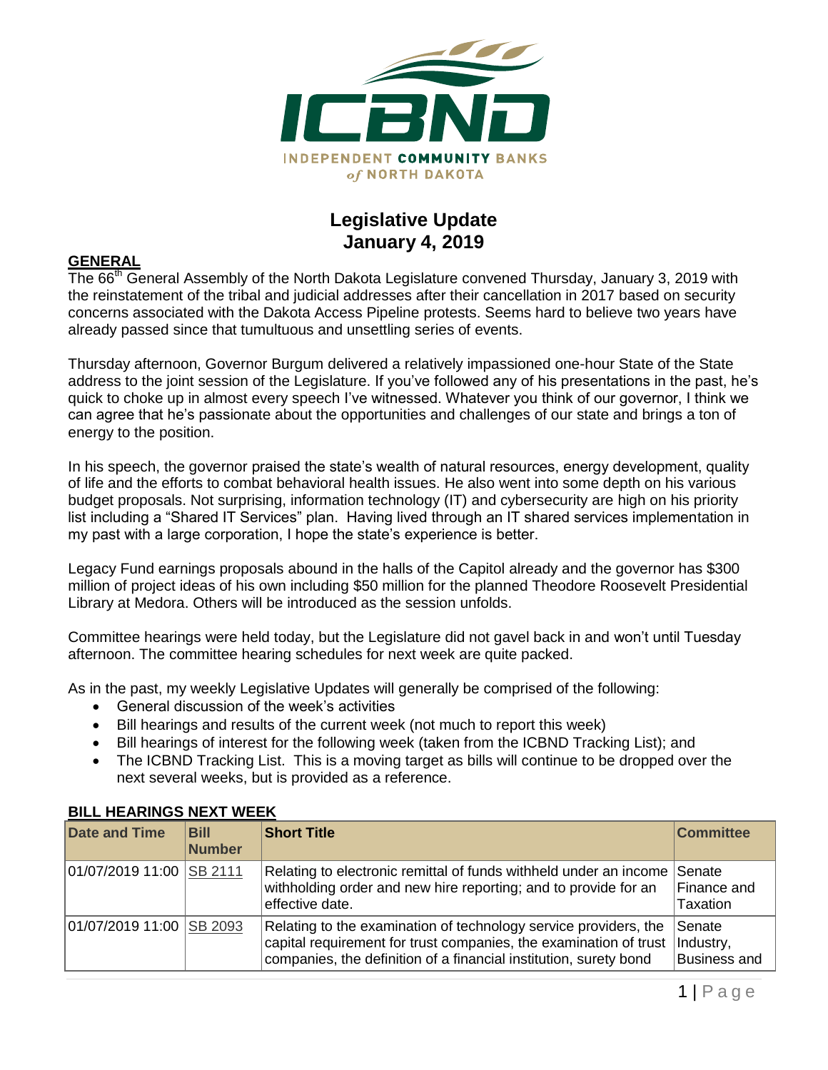ICBND

INDEPENDENT COMMUNITY BANKS of NORTH DAKOTA

# Legislative Update
# January 4, 2019

## GENERAL

The 66[th] General Assembly of the North Dakota Legislature convened Thursday, January 3, 2019 with the reinstatement of the tribal and judicial addresses after their cancellation in 2017 based on security concerns associated with the Dakota Access Pipeline protests. Seems hard to believe two years have already passed since that tumultuous and unsettling series of events.

Thursday afternoon, Governor Burgum delivered a relatively impassioned one-hour State of the State address to the joint session of the Legislature. If you've followed any of his presentations in the past, he's quick to choke up in almost every speech I've witnessed. Whatever you think of our governor, I think we can agree that he's passionate about the opportunities and challenges of our state and brings a ton of energy to the position.

In his speech, the governor praised the state's wealth of natural resources, energy development, quality of life and the efforts to combat behavioral health issues. He also went into some depth on his various budget proposals. Not surprising, information technology (IT) and cybersecurity are high on his priority list including a "Shared IT Services" plan. Having lived through an IT shared services implementation in my past with a large corporation, I hope the state's experience is better.

Legacy Fund earnings proposals abound in the halls of the Capitol already and the governor has $300 million of project ideas of his own including $50 million for the planned Theodore Roosevelt Presidential Library at Medora. Others will be introduced as the session unfolds.

Committee hearings were held today, but the Legislature did not gavel back in and won't until Tuesday afternoon. The committee hearing schedules for next week are quite packed.

As in the past, my weekly Legislative Updates will generally be comprised of the following:

- General discussion of the week's activities
- Bill hearings and results of the current week (not much to report this week)
- Bill hearings of interest for the following week (taken from the ICBND Tracking List); and
- The ICBND Tracking List. This is a moving target as bills will continue to be dropped over the next several weeks, but is provided as a reference.

## BILL HEARINGS NEXT WEEK

| Date and Time | Bill Number | Short Title | Committee |
|---|---|---|---|
| 01/07/2019 11:00 | SB 2111 | Relating to electronic remittal of funds withheld under an income withholding order and new hire reporting; and to provide for an effective date. | Senate Finance and Taxation |
| 01/07/2019 11:00 | SB 2093 | Relating to the examination of technology service providers, the capital requirement for trust companies, the examination of trust companies, the definition of a financial institution, surety bond | Senate Industry, Business and |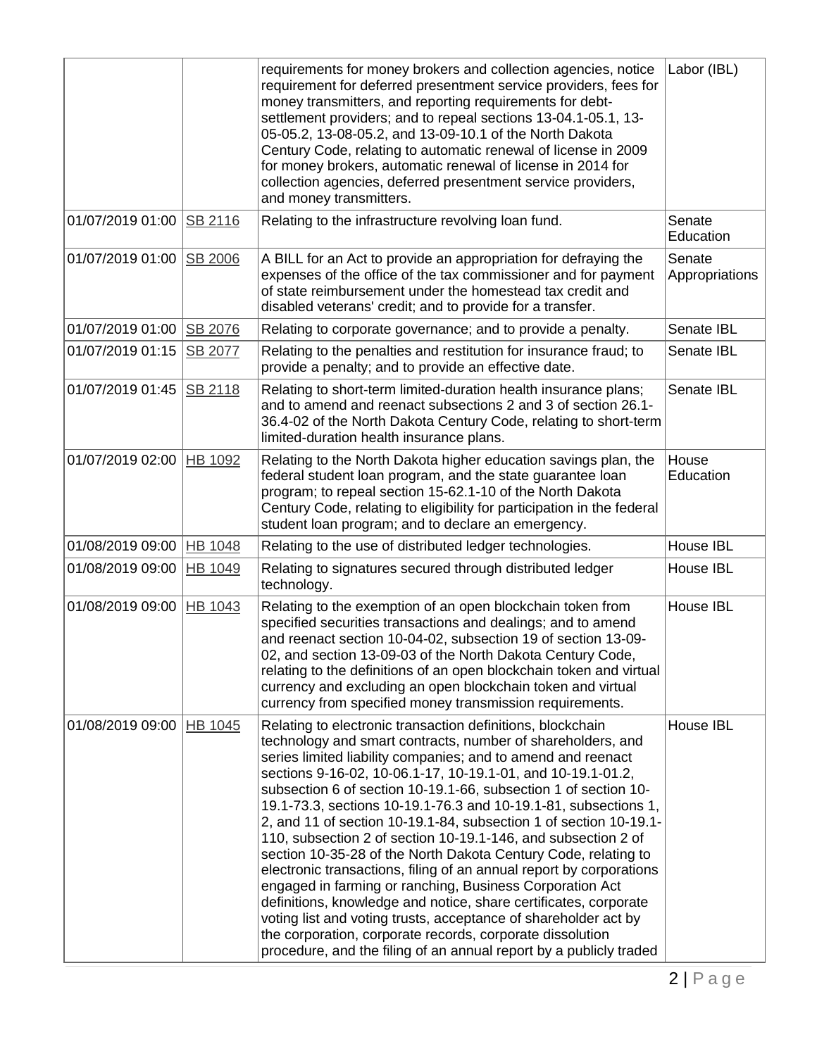| | | | |
|---|---|---|---|
| | | requirements for money brokers and collection agencies, notice requirement for deferred presentment service providers, fees for money transmitters, and reporting requirements for debt-settlement providers; and to repeal sections 13-04.1-05.1, 13-05-05.2, 13-08-05.2, and 13-09-10.1 of the North Dakota Century Code, relating to automatic renewal of license in 2009 for money brokers, automatic renewal of license in 2014 for collection agencies, deferred presentment service providers, and money transmitters. | Labor (IBL) |
| 01/07/2019 01:00 | SB 2116 | Relating to the infrastructure revolving loan fund. | Senate Education |
| 01/07/2019 01:00 | SB 2006 | A BILL for an Act to provide an appropriation for defraying the expenses of the office of the tax commissioner and for payment of state reimbursement under the homestead tax credit and disabled veterans' credit; and to provide for a transfer. | Senate Appropriations |
| 01/07/2019 01:00 | SB 2076 | Relating to corporate governance; and to provide a penalty. | Senate IBL |
| 01/07/2019 01:15 | SB 2077 | Relating to the penalties and restitution for insurance fraud; to provide a penalty; and to provide an effective date. | Senate IBL |
| 01/07/2019 01:45 | SB 2118 | Relating to short-term limited-duration health insurance plans; and to amend and reenact subsections 2 and 3 of section 26.1-36.4-02 of the North Dakota Century Code, relating to short-term limited-duration health insurance plans. | Senate IBL |
| 01/07/2019 02:00 | HB 1092 | Relating to the North Dakota higher education savings plan, the federal student loan program, and the state guarantee loan program; to repeal section 15-62.1-10 of the North Dakota Century Code, relating to eligibility for participation in the federal student loan program; and to declare an emergency. | House Education |
| 01/08/2019 09:00 | HB 1048 | Relating to the use of distributed ledger technologies. | House IBL |
| 01/08/2019 09:00 | HB 1049 | Relating to signatures secured through distributed ledger technology. | House IBL |
| 01/08/2019 09:00 | HB 1043 | Relating to the exemption of an open blockchain token from specified securities transactions and dealings; and to amend and reenact section 10-04-02, subsection 19 of section 13-09-02, and section 13-09-03 of the North Dakota Century Code, relating to the definitions of an open blockchain token and virtual currency and excluding an open blockchain token and virtual currency from specified money transmission requirements. | House IBL |
| 01/08/2019 09:00 | HB 1045 | Relating to electronic transaction definitions, blockchain technology and smart contracts, number of shareholders, and series limited liability companies; and to amend and reenact sections 9-16-02, 10-06.1-17, 10-19.1-01, and 10-19.1-01.2, subsection 6 of section 10-19.1-66, subsection 1 of section 10-19.1-73.3, sections 10-19.1-76.3 and 10-19.1-81, subsections 1, 2, and 11 of section 10-19.1-84, subsection 1 of section 10-19.1-110, subsection 2 of section 10-19.1-146, and subsection 2 of section 10-35-28 of the North Dakota Century Code, relating to electronic transactions, filing of an annual report by corporations engaged in farming or ranching, Business Corporation Act definitions, knowledge and notice, share certificates, corporate voting list and voting trusts, acceptance of shareholder act by the corporation, corporate records, corporate dissolution procedure, and the filing of an annual report by a publicly traded | House IBL |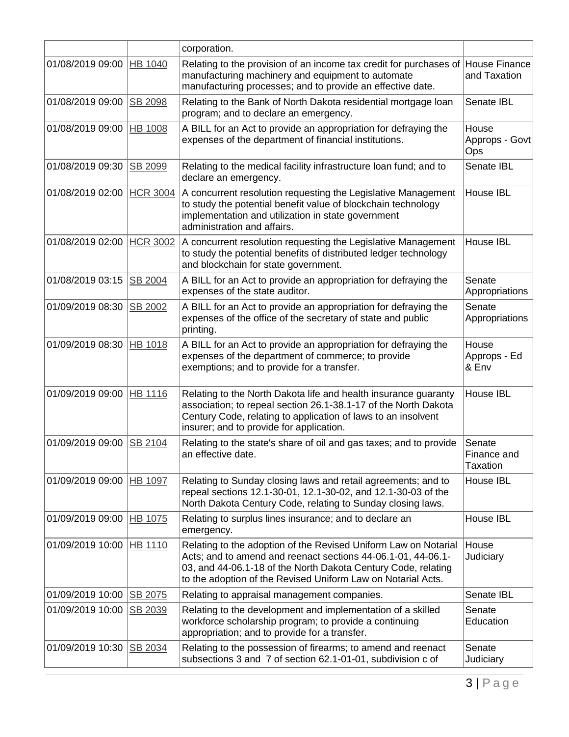| | | corporation. | |
|---|---|---|---|
| 01/08/2019 09:00 | HB 1040 | Relating to the provision of an income tax credit for purchases of manufacturing machinery and equipment to automate manufacturing processes; and to provide an effective date. | House Finance and Taxation |
| 01/08/2019 09:00 | SB 2098 | Relating to the Bank of North Dakota residential mortgage loan program; and to declare an emergency. | Senate IBL |
| 01/08/2019 09:00 | HB 1008 | A BILL for an Act to provide an appropriation for defraying the expenses of the department of financial institutions. | House Approps - Govt Ops |
| 01/08/2019 09:30 | SB 2099 | Relating to the medical facility infrastructure loan fund; and to declare an emergency. | Senate IBL |
| 01/08/2019 02:00 | HCR 3004 | A concurrent resolution requesting the Legislative Management to study the potential benefit value of blockchain technology implementation and utilization in state government administration and affairs. | House IBL |
| 01/08/2019 02:00 | HCR 3002 | A concurrent resolution requesting the Legislative Management to study the potential benefits of distributed ledger technology and blockchain for state government. | House IBL |
| 01/08/2019 03:15 | SB 2004 | A BILL for an Act to provide an appropriation for defraying the expenses of the state auditor. | Senate Appropriations |
| 01/09/2019 08:30 | SB 2002 | A BILL for an Act to provide an appropriation for defraying the expenses of the office of the secretary of state and public printing. | Senate Appropriations |
| 01/09/2019 08:30 | HB 1018 | A BILL for an Act to provide an appropriation for defraying the expenses of the department of commerce; to provide exemptions; and to provide for a transfer. | House Approps - Ed & Env |
| 01/09/2019 09:00 | HB 1116 | Relating to the North Dakota life and health insurance guaranty association; to repeal section 26.1-38.1-17 of the North Dakota Century Code, relating to application of laws to an insolvent insurer; and to provide for application. | House IBL |
| 01/09/2019 09:00 | SB 2104 | Relating to the state's share of oil and gas taxes; and to provide an effective date. | Senate Finance and Taxation |
| 01/09/2019 09:00 | HB 1097 | Relating to Sunday closing laws and retail agreements; and to repeal sections 12.1-30-01, 12.1-30-02, and 12.1-30-03 of the North Dakota Century Code, relating to Sunday closing laws. | House IBL |
| 01/09/2019 09:00 | HB 1075 | Relating to surplus lines insurance; and to declare an emergency. | House IBL |
| 01/09/2019 10:00 | HB 1110 | Relating to the adoption of the Revised Uniform Law on Notarial Acts; and to amend and reenact sections 44-06.1-01, 44-06.1-03, and 44-06.1-18 of the North Dakota Century Code, relating to the adoption of the Revised Uniform Law on Notarial Acts. | House Judiciary |
| 01/09/2019 10:00 | SB 2075 | Relating to appraisal management companies. | Senate IBL |
| 01/09/2019 10:00 | SB 2039 | Relating to the development and implementation of a skilled workforce scholarship program; to provide a continuing appropriation; and to provide for a transfer. | Senate Education |
| 01/09/2019 10:30 | SB 2034 | Relating to the possession of firearms; to amend and reenact subsections 3 and 7 of section 62.1-01-01, subdivision c of | Senate Judiciary |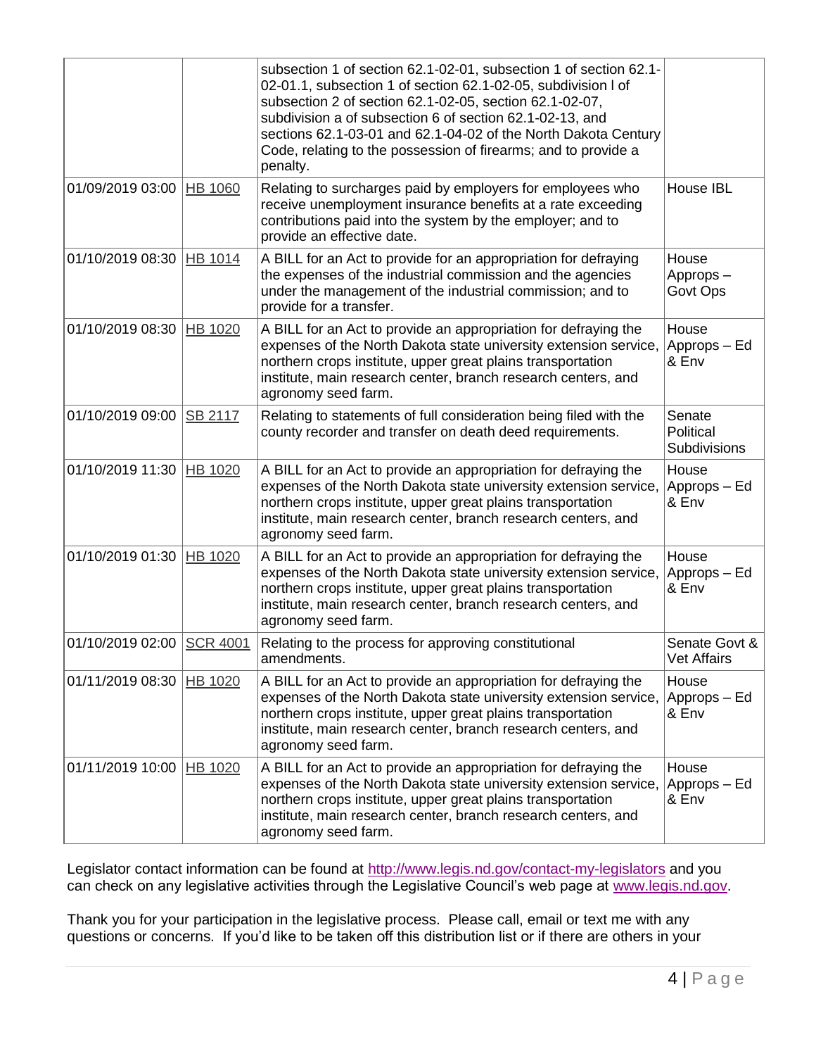| | | | |
|---|---|---|---|
| | | subsection 1 of section 62.1-02-01, subsection 1 of section 62.1-02-01.1, subsection 1 of section 62.1-02-05, subdivision l of subsection 2 of section 62.1-02-05, section 62.1-02-07, subdivision a of subsection 6 of section 62.1-02-13, and sections 62.1-03-01 and 62.1-04-02 of the North Dakota Century Code, relating to the possession of firearms; and to provide a penalty. | |
| 01/09/2019 03:00 | HB 1060 | Relating to surcharges paid by employers for employees who receive unemployment insurance benefits at a rate exceeding contributions paid into the system by the employer; and to provide an effective date. | House IBL |
| 01/10/2019 08:30 | HB 1014 | A BILL for an Act to provide for an appropriation for defraying the expenses of the industrial commission and the agencies under the management of the industrial commission; and to provide for a transfer. | House Approps – Govt Ops |
| 01/10/2019 08:30 | HB 1020 | A BILL for an Act to provide an appropriation for defraying the expenses of the North Dakota state university extension service, northern crops institute, upper great plains transportation institute, main research center, branch research centers, and agronomy seed farm. | House Approps – Ed & Env |
| 01/10/2019 09:00 | SB 2117 | Relating to statements of full consideration being filed with the county recorder and transfer on death deed requirements. | Senate Political Subdivisions |
| 01/10/2019 11:30 | HB 1020 | A BILL for an Act to provide an appropriation for defraying the expenses of the North Dakota state university extension service, northern crops institute, upper great plains transportation institute, main research center, branch research centers, and agronomy seed farm. | House Approps – Ed & Env |
| 01/10/2019 01:30 | HB 1020 | A BILL for an Act to provide an appropriation for defraying the expenses of the North Dakota state university extension service, northern crops institute, upper great plains transportation institute, main research center, branch research centers, and agronomy seed farm. | House Approps – Ed & Env |
| 01/10/2019 02:00 | SCR 4001 | Relating to the process for approving constitutional amendments. | Senate Govt & Vet Affairs |
| 01/11/2019 08:30 | HB 1020 | A BILL for an Act to provide an appropriation for defraying the expenses of the North Dakota state university extension service, northern crops institute, upper great plains transportation institute, main research center, branch research centers, and agronomy seed farm. | House Approps – Ed & Env |
| 01/11/2019 10:00 | HB 1020 | A BILL for an Act to provide an appropriation for defraying the expenses of the North Dakota state university extension service, northern crops institute, upper great plains transportation institute, main research center, branch research centers, and agronomy seed farm. | House Approps – Ed & Env |

Legislator contact information can be found at http://www.legis.nd.gov/contact-my-legislators and you can check on any legislative activities through the Legislative Council's web page at www.legis.nd.gov.

Thank you for your participation in the legislative process. Please call, email or text me with any questions or concerns. If you'd like to be taken off this distribution list or if there are others in your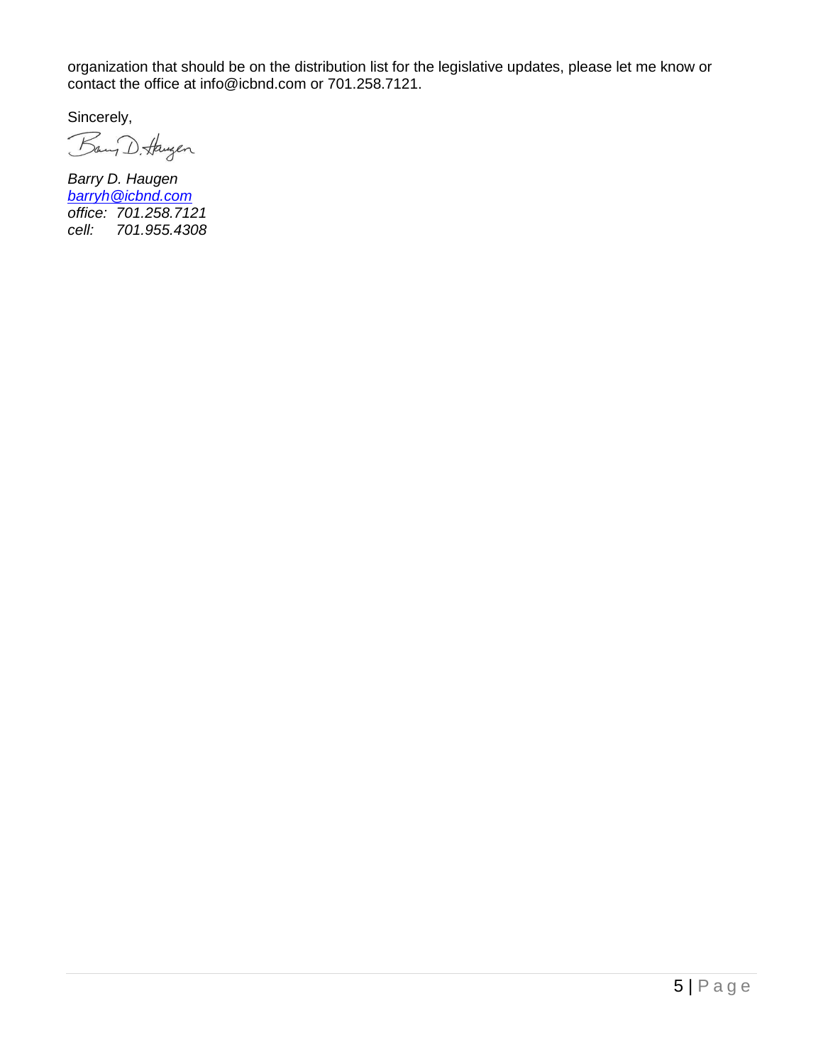organization that should be on the distribution list for the legislative updates, please let me know or contact the office at info@icbnd.com or 701.258.7121.

Sincerely,

*Barry D. Haugen*
*[barryh@icbnd.com](mailto:barryh@icbnd.com)*
*office: 701.258.7121*
*cell: 701.955.4308*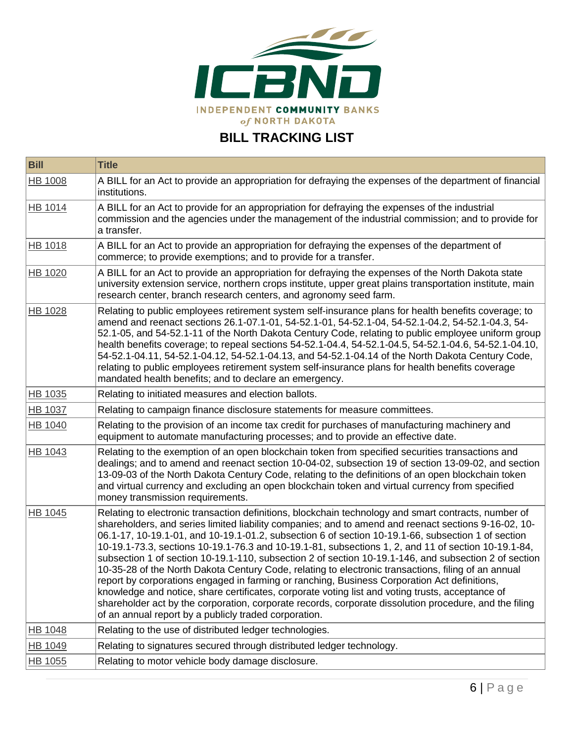INDEPENDENT COMMUNITY BANKS of NORTH DAKOTA

## BILL TRACKING LIST

| Bill | Title |
|---|---|
| HB 1008 | A BILL for an Act to provide an appropriation for defraying the expenses of the department of financial institutions. |
| HB 1014 | A BILL for an Act to provide for an appropriation for defraying the expenses of the industrial commission and the agencies under the management of the industrial commission; and to provide for a transfer. |
| HB 1018 | A BILL for an Act to provide an appropriation for defraying the expenses of the department of commerce; to provide exemptions; and to provide for a transfer. |
| HB 1020 | A BILL for an Act to provide an appropriation for defraying the expenses of the North Dakota state university extension service, northern crops institute, upper great plains transportation institute, main research center, branch research centers, and agronomy seed farm. |
| HB 1028 | Relating to public employees retirement system self-insurance plans for health benefits coverage; to amend and reenact sections 26.1-07.1-01, 54-52.1-01, 54-52.1-04, 54-52.1-04.2, 54-52.1-04.3, 54-52.1-05, and 54-52.1-11 of the North Dakota Century Code, relating to public employee uniform group health benefits coverage; to repeal sections 54-52.1-04.4, 54-52.1-04.5, 54-52.1-04.6, 54-52.1-04.10, 54-52.1-04.11, 54-52.1-04.12, 54-52.1-04.13, and 54-52.1-04.14 of the North Dakota Century Code, relating to public employees retirement system self-insurance plans for health benefits coverage mandated health benefits; and to declare an emergency. |
| HB 1035 | Relating to initiated measures and election ballots. |
| HB 1037 | Relating to campaign finance disclosure statements for measure committees. |
| HB 1040 | Relating to the provision of an income tax credit for purchases of manufacturing machinery and equipment to automate manufacturing processes; and to provide an effective date. |
| HB 1043 | Relating to the exemption of an open blockchain token from specified securities transactions and dealings; and to amend and reenact section 10-04-02, subsection 19 of section 13-09-02, and section 13-09-03 of the North Dakota Century Code, relating to the definitions of an open blockchain token and virtual currency and excluding an open blockchain token and virtual currency from specified money transmission requirements. |
| HB 1045 | Relating to electronic transaction definitions, blockchain technology and smart contracts, number of shareholders, and series limited liability companies; and to amend and reenact sections 9-16-02, 10-06.1-17, 10-19.1-01, and 10-19.1-01.2, subsection 6 of section 10-19.1-66, subsection 1 of section 10-19.1-73.3, sections 10-19.1-76.3 and 10-19.1-81, subsections 1, 2, and 11 of section 10-19.1-84, subsection 1 of section 10-19.1-110, subsection 2 of section 10-19.1-146, and subsection 2 of section 10-35-28 of the North Dakota Century Code, relating to electronic transactions, filing of an annual report by corporations engaged in farming or ranching, Business Corporation Act definitions, knowledge and notice, share certificates, corporate voting list and voting trusts, acceptance of shareholder act by the corporation, corporate records, corporate dissolution procedure, and the filing of an annual report by a publicly traded corporation. |
| HB 1048 | Relating to the use of distributed ledger technologies. |
| HB 1049 | Relating to signatures secured through distributed ledger technology. |
| HB 1055 | Relating to motor vehicle body damage disclosure. |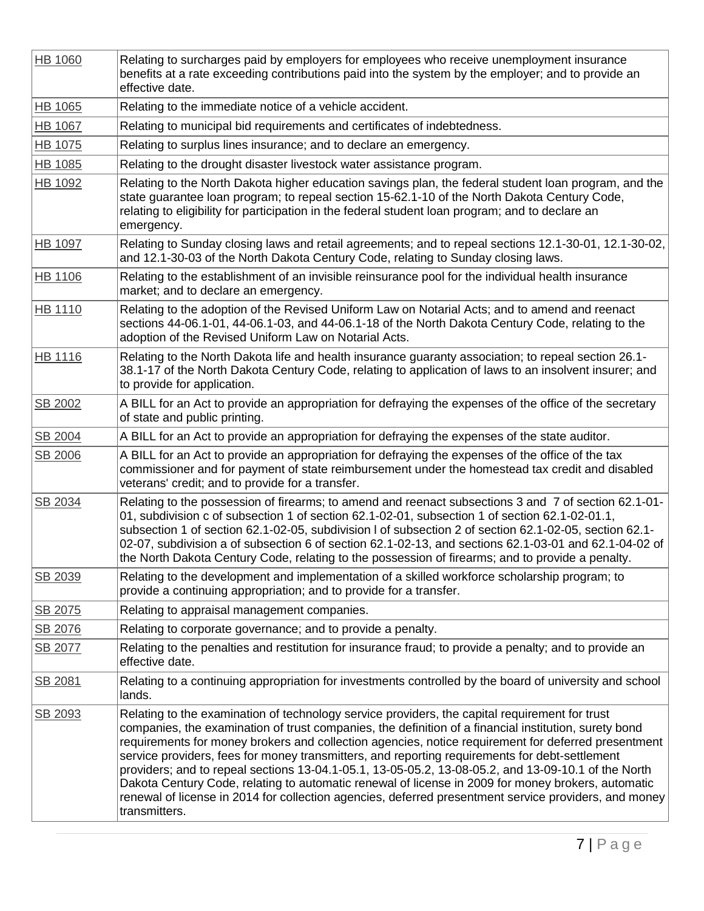| | |
|---|---|
| HB 1060 | Relating to surcharges paid by employers for employees who receive unemployment insurance benefits at a rate exceeding contributions paid into the system by the employer; and to provide an effective date. |
| HB 1065 | Relating to the immediate notice of a vehicle accident. |
| HB 1067 | Relating to municipal bid requirements and certificates of indebtedness. |
| HB 1075 | Relating to surplus lines insurance; and to declare an emergency. |
| HB 1085 | Relating to the drought disaster livestock water assistance program. |
| HB 1092 | Relating to the North Dakota higher education savings plan, the federal student loan program, and the state guarantee loan program; to repeal section 15-62.1-10 of the North Dakota Century Code, relating to eligibility for participation in the federal student loan program; and to declare an emergency. |
| HB 1097 | Relating to Sunday closing laws and retail agreements; and to repeal sections 12.1-30-01, 12.1-30-02, and 12.1-30-03 of the North Dakota Century Code, relating to Sunday closing laws. |
| HB 1106 | Relating to the establishment of an invisible reinsurance pool for the individual health insurance market; and to declare an emergency. |
| HB 1110 | Relating to the adoption of the Revised Uniform Law on Notarial Acts; and to amend and reenact sections 44-06.1-01, 44-06.1-03, and 44-06.1-18 of the North Dakota Century Code, relating to the adoption of the Revised Uniform Law on Notarial Acts. |
| HB 1116 | Relating to the North Dakota life and health insurance guaranty association; to repeal section 26.1-38.1-17 of the North Dakota Century Code, relating to application of laws to an insolvent insurer; and to provide for application. |
| SB 2002 | A BILL for an Act to provide an appropriation for defraying the expenses of the office of the secretary of state and public printing. |
| SB 2004 | A BILL for an Act to provide an appropriation for defraying the expenses of the state auditor. |
| SB 2006 | A BILL for an Act to provide an appropriation for defraying the expenses of the office of the tax commissioner and for payment of state reimbursement under the homestead tax credit and disabled veterans' credit; and to provide for a transfer. |
| SB 2034 | Relating to the possession of firearms; to amend and reenact subsections 3 and 7 of section 62.1-01-01, subdivision c of subsection 1 of section 62.1-02-01, subsection 1 of section 62.1-02-01.1, subsection 1 of section 62.1-02-05, subdivision l of subsection 2 of section 62.1-02-05, section 62.1-02-07, subdivision a of subsection 6 of section 62.1-02-13, and sections 62.1-03-01 and 62.1-04-02 of the North Dakota Century Code, relating to the possession of firearms; and to provide a penalty. |
| SB 2039 | Relating to the development and implementation of a skilled workforce scholarship program; to provide a continuing appropriation; and to provide for a transfer. |
| SB 2075 | Relating to appraisal management companies. |
| SB 2076 | Relating to corporate governance; and to provide a penalty. |
| SB 2077 | Relating to the penalties and restitution for insurance fraud; to provide a penalty; and to provide an effective date. |
| SB 2081 | Relating to a continuing appropriation for investments controlled by the board of university and school lands. |
| SB 2093 | Relating to the examination of technology service providers, the capital requirement for trust companies, the examination of trust companies, the definition of a financial institution, surety bond requirements for money brokers and collection agencies, notice requirement for deferred presentment service providers, fees for money transmitters, and reporting requirements for debt-settlement providers; and to repeal sections 13-04.1-05.1, 13-05-05.2, 13-08-05.2, and 13-09-10.1 of the North Dakota Century Code, relating to automatic renewal in 2009 for money brokers, automatic renewal of license in 2014 for collection agencies, deferred presentment service providers, and money transmitters. |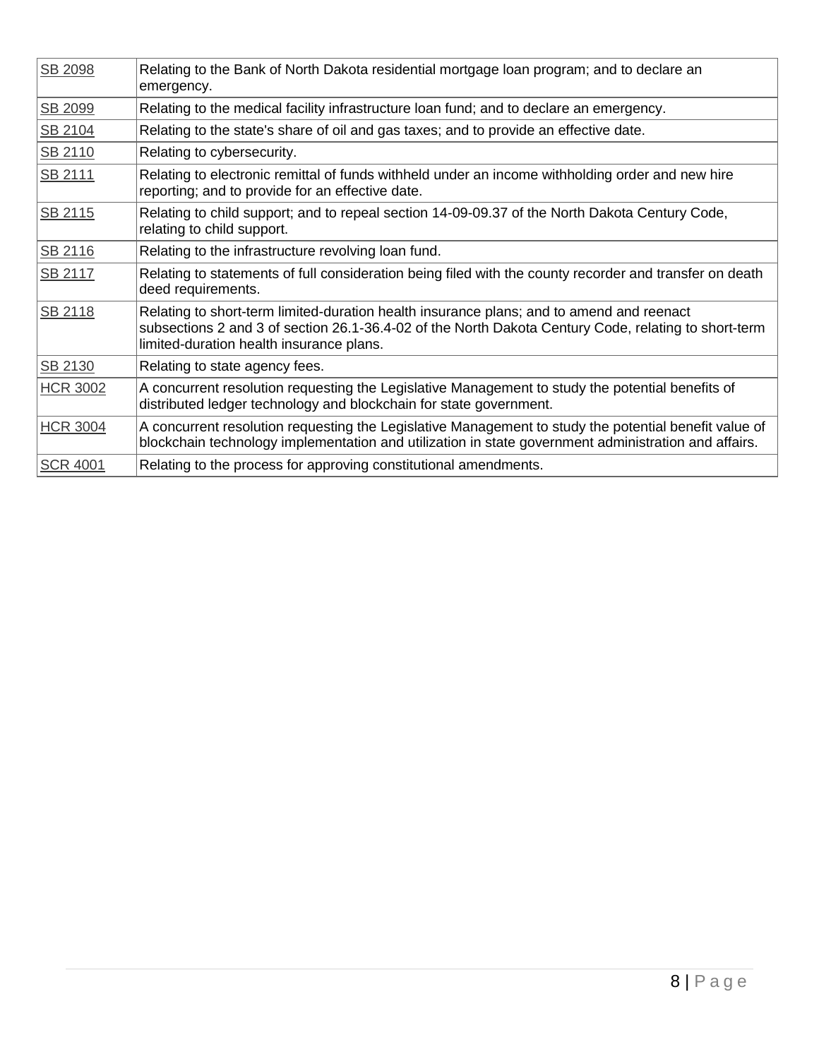| | |
|---|---|
| SB 2098 | Relating to the Bank of North Dakota residential mortgage loan program; and to declare an emergency. |
| SB 2099 | Relating to the medical facility infrastructure loan fund; and to declare an emergency. |
| SB 2104 | Relating to the state's share of oil and gas taxes; and to provide an effective date. |
| SB 2110 | Relating to cybersecurity. |
| SB 2111 | Relating to electronic remittal of funds withheld under an income withholding order and new hire reporting; and to provide for an effective date. |
| SB 2115 | Relating to child support; and to repeal section 14-09-09.37 of the North Dakota Century Code, relating to child support. |
| SB 2116 | Relating to the infrastructure revolving loan fund. |
| SB 2117 | Relating to statements of full consideration being filed with the county recorder and transfer on death deed requirements. |
| SB 2118 | Relating to short-term limited-duration health insurance plans; and to amend and reenact subsections 2 and 3 of section 26.1-36.4-02 of the North Dakota Century Code, relating to short-term limited-duration health insurance plans. |
| SB 2130 | Relating to state agency fees. |
| HCR 3002 | A concurrent resolution requesting the Legislative Management to study the potential benefits of distributed ledger technology and blockchain for state government. |
| HCR 3004 | A concurrent resolution requesting the Legislative Management to study the potential benefit value of blockchain technology implementation and utilization in state government administration and affairs. |
| SCR 4001 | Relating to the process for approving constitutional amendments. |